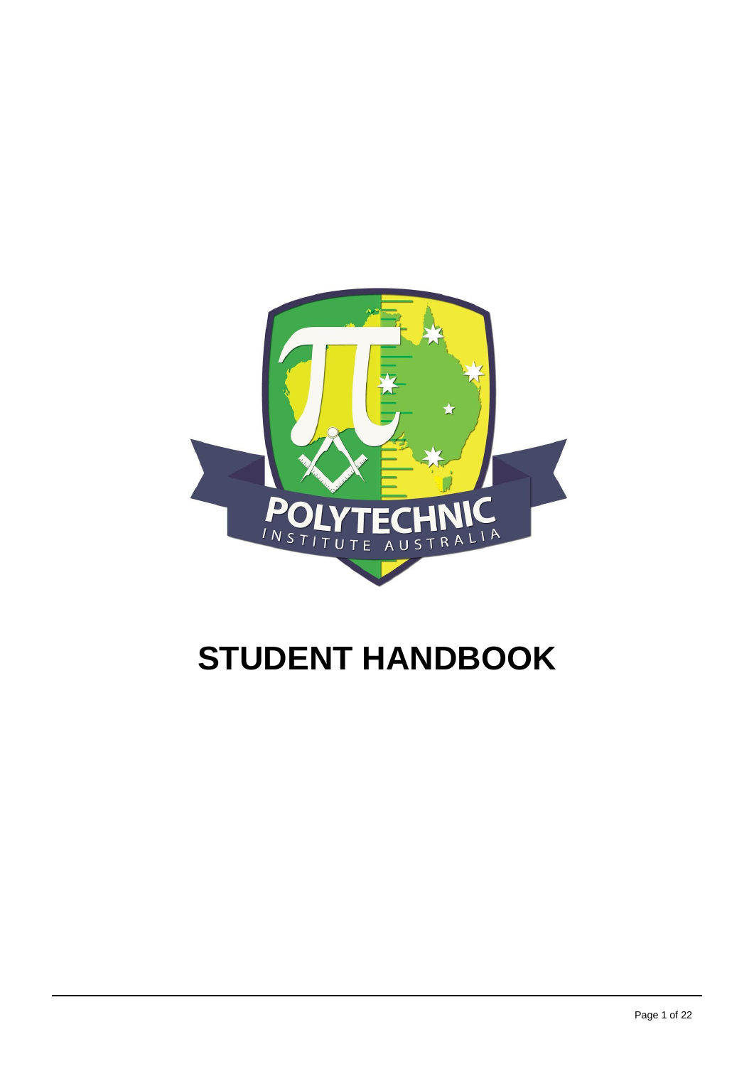POLYTECHNIC

INSTITUTE AUSTRALIA

# STUDENT HANDBOOK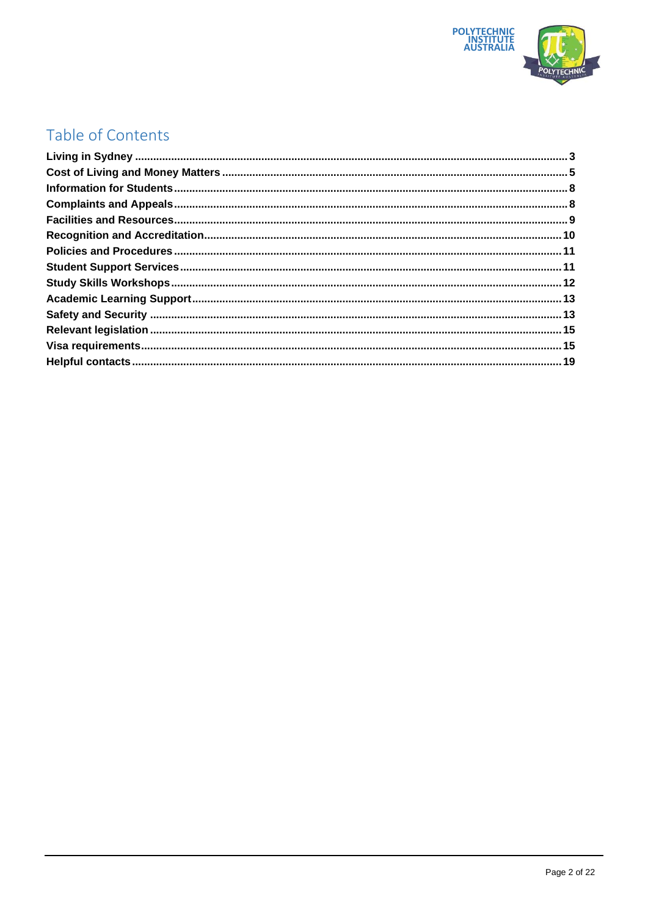# Table of Contents

- **Living in Sydney** ... 3
- **Cost of Living and Money Matters** ... 5
- **Information for Students** ... 8
- **Complaints and Appeals** ... 8
- **Facilities and Resources** ... 9
- **Recognition and Accreditation** ... 10
- **Policies and Procedures** ... 11
- **Student Support Services** ... 11
- **Study Skills Workshops** ... 12
- **Academic Learning Support** ... 13
- **Safety and Security** ... 13
- **Relevant legislation** ... 15
- **Visa requirements** ... 15
- **Helpful contacts** ... 19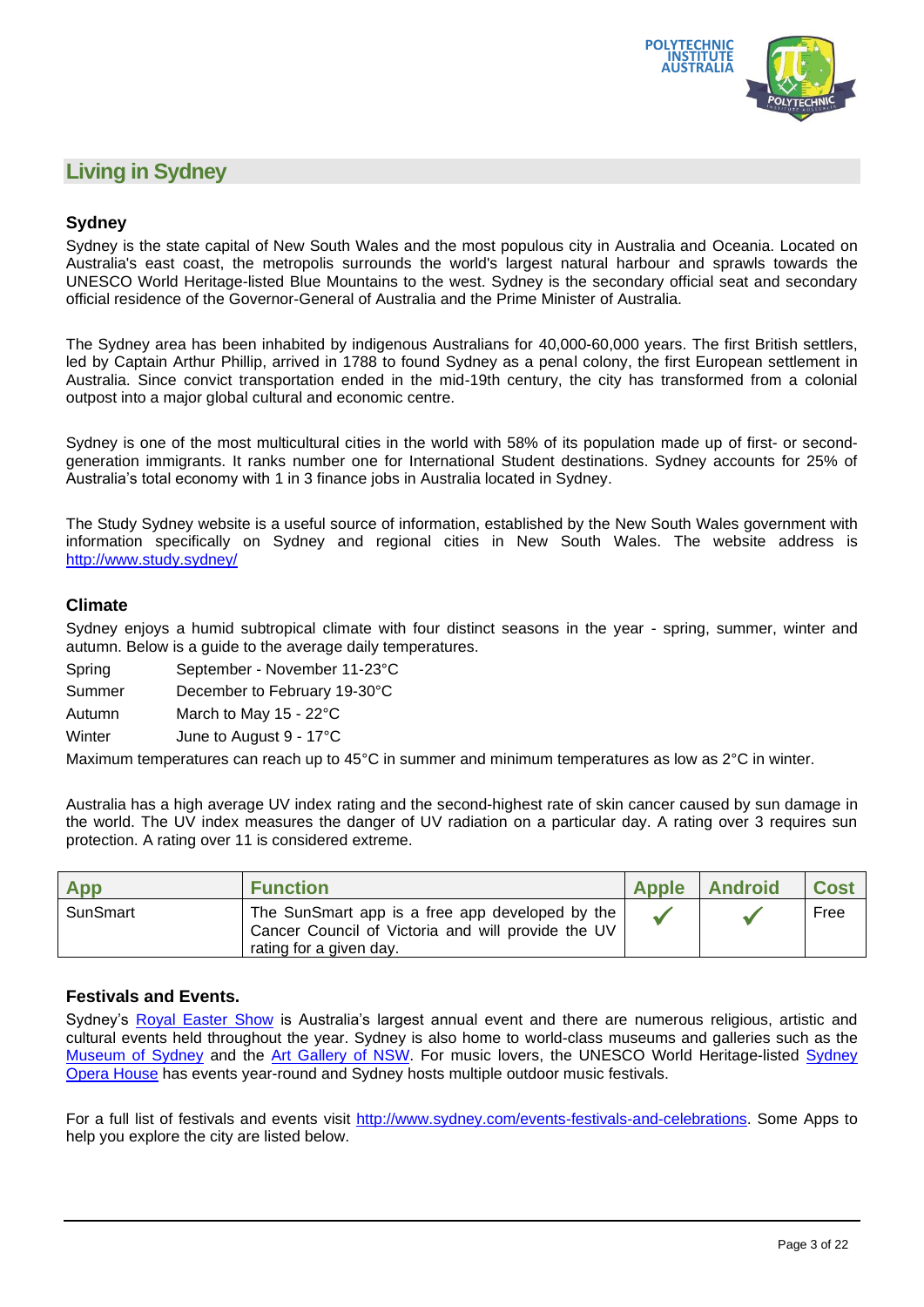## Living in Sydney

### Sydney

Sydney is the state capital of New South Wales and the most populous city in Australia and Oceania. Located on Australia's east coast, the metropolis surrounds the world's largest natural harbour and sprawls towards the UNESCO World Heritage-listed Blue Mountains to the west. Sydney is the secondary official seat and secondary official residence of the Governor-General of Australia and the Prime Minister of Australia.

The Sydney area has been inhabited by indigenous Australians for 40,000-60,000 years. The first British settlers, led by Captain Arthur Phillip, arrived in 1788 to found Sydney as a penal colony, the first European settlement in Australia. Since convict transportation ended in the mid-19th century, the city has transformed from a colonial outpost into a major global cultural and economic centre.

Sydney is one of the most multicultural cities in the world with 58% of its population made up of first- or second-generation immigrants. It ranks number one for International Student destinations. Sydney accounts for 25% of Australia's total economy with 1 in 3 finance jobs in Australia located in Sydney.

The Study Sydney website is a useful source of information, established by the New South Wales government with information specifically on Sydney and regional cities in New South Wales. The website address is http://www.study.sydney/

### Climate

Sydney enjoys a humid subtropical climate with four distinct seasons in the year - spring, summer, winter and autumn. Below is a guide to the average daily temperatures.

Spring September - November 11-23°C
Summer December to February 19-30°C
Autumn March to May 15 - 22°C
Winter June to August 9 - 17°C

Maximum temperatures can reach up to 45°C in summer and minimum temperatures as low as 2°C in winter.

Australia has a high average UV index rating and the second-highest rate of skin cancer caused by sun damage in the world. The UV index measures the danger of UV radiation on a particular day. A rating over 3 requires sun protection. A rating over 11 is considered extreme.

| App | Function | Apple | Android | Cost |
|---|---|---|---|---|
| SunSmart | The SunSmart app is a free app developed by the Cancer Council of Victoria and will provide the UV rating for a given day. | ✓ | ✓ | Free |

### Festivals and Events.

Sydney's Royal Easter Show is Australia's largest annual event and there are numerous religious, artistic and cultural events held throughout the year. Sydney is also home to world-class museums and galleries such as the Museum of Sydney and the Art Gallery of NSW. For music lovers, the UNESCO World Heritage-listed Sydney Opera House has events year-round and Sydney hosts multiple outdoor music festivals.

For a full list of festivals and events visit http://www.sydney.com/events-festivals-and-celebrations. Some Apps to help you explore the city are listed below.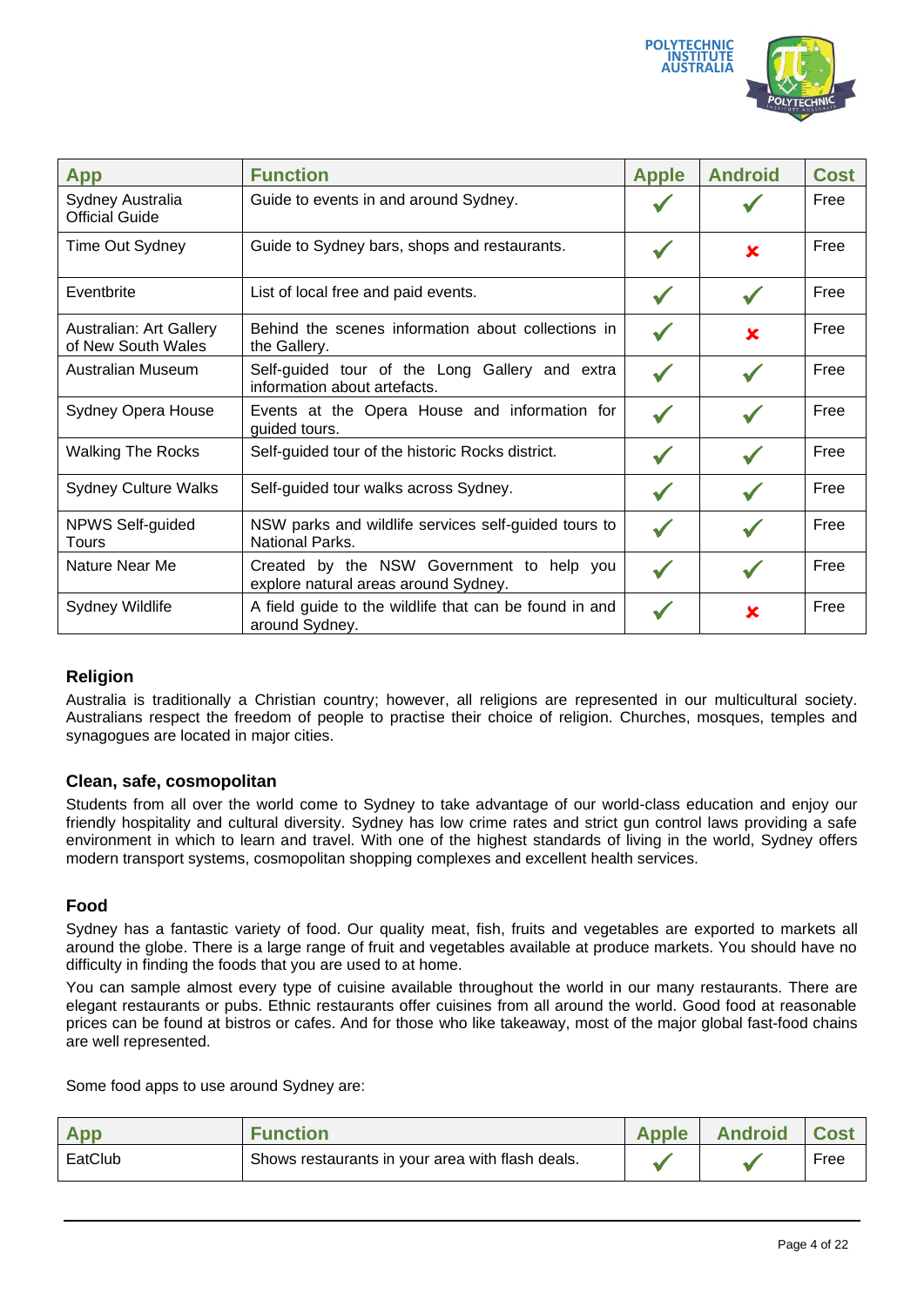| App | Function | Apple | Android | Cost |
|---|---|---|---|---|
| Sydney Australia Official Guide | Guide to events in and around Sydney. | ✔ | ✔ | Free |
| Time Out Sydney | Guide to Sydney bars, shops and restaurants. | ✔ | ✘ | Free |
| Eventbrite | List of local free and paid events. | ✔ | ✔ | Free |
| Australian: Art Gallery of New South Wales | Behind the scenes information about collections in the Gallery. | ✔ | ✘ | Free |
| Australian Museum | Self-guided tour of the Long Gallery and extra information about artefacts. | ✔ | ✔ | Free |
| Sydney Opera House | Events at the Opera House and information for guided tours. | ✔ | ✔ | Free |
| Walking The Rocks | Self-guided tour of the historic Rocks district. | ✔ | ✔ | Free |
| Sydney Culture Walks | Self-guided tour walks across Sydney. | ✔ | ✔ | Free |
| NPWS Self-guided Tours | NSW parks and wildlife services self-guided tours to National Parks. | ✔ | ✔ | Free |
| Nature Near Me | Created by the NSW Government to help you explore natural areas around Sydney. | ✔ | ✔ | Free |
| Sydney Wildlife | A field guide to the wildlife that can be found in and around Sydney. | ✔ | ✘ | Free |

### Religion

Australia is traditionally a Christian country; however, all religions are represented in our multicultural society. Australians respect the freedom of people to practise their choice of religion. Churches, mosques, temples and synagogues are located in major cities.

### Clean, safe, cosmopolitan

Students from all over the world come to Sydney to take advantage of our world-class education and enjoy our friendly hospitality and cultural diversity. Sydney has low crime rates and strict gun control laws providing a safe environment in which to learn and travel. With one of the highest standards of living in the world, Sydney offers modern transport systems, cosmopolitan shopping complexes and excellent health services.

### Food

Sydney has a fantastic variety of food. Our quality meat, fish, fruits and vegetables are exported to markets all around the globe. There is a large range of fruit and vegetables available at produce markets. You should have no difficulty in finding the foods that you are used to at home.

You can sample almost every type of cuisine available throughout the world in our many restaurants. There are elegant restaurants or pubs. Ethnic restaurants offer cuisines from all around the world. Good food at reasonable prices can be found at bistros or cafes. And for those who like takeaway, most of the major global fast-food chains are well represented.

Some food apps to use around Sydney are:

| App | Function | Apple | Android | Cost |
|---|---|---|---|---|
| EatClub | Shows restaurants in your area with flash deals. | ✔ | ✔ | Free |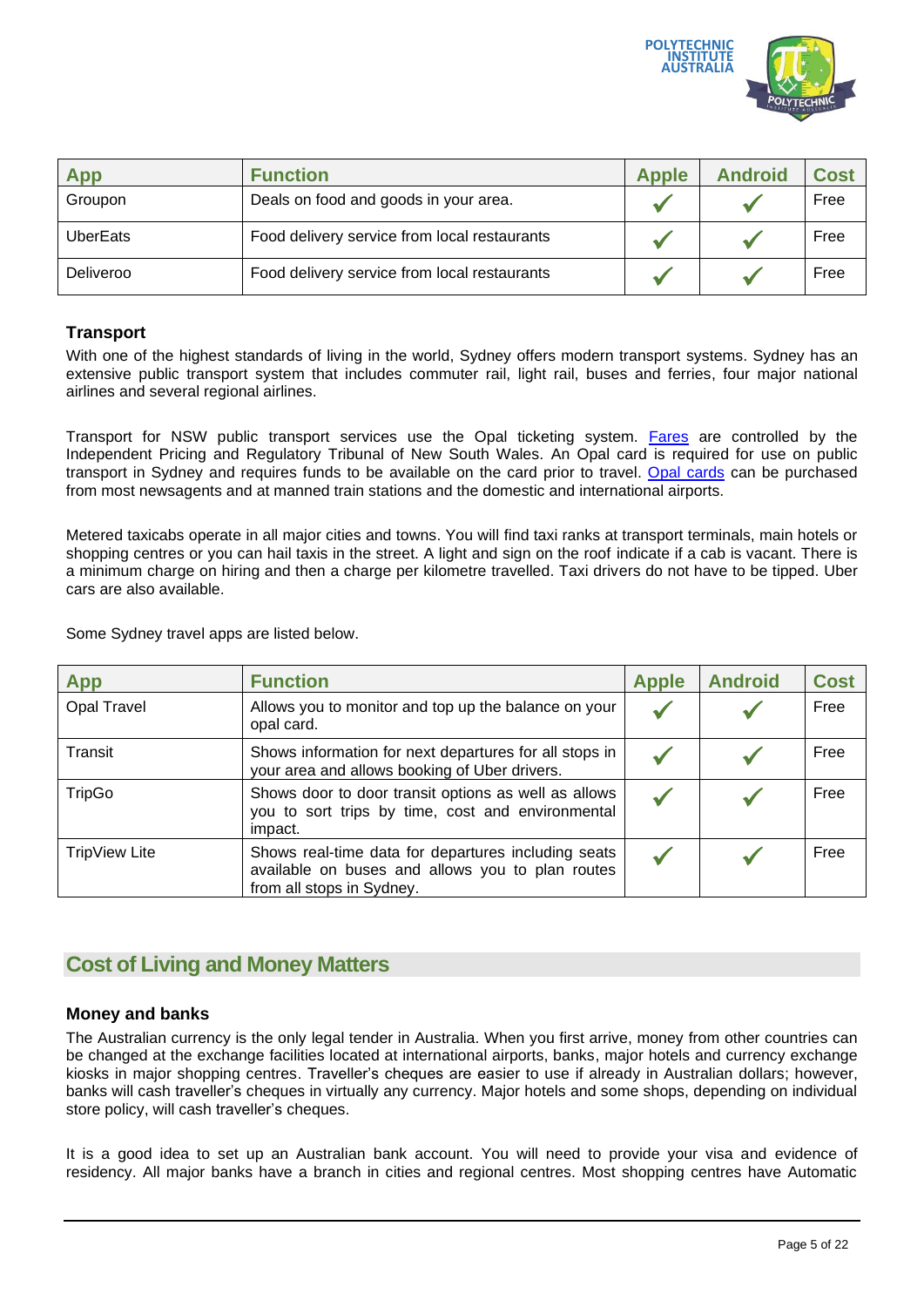| App | Function | Apple | Android | Cost |
|---|---|---|---|---|
| Groupon | Deals on food and goods in your area. | ✓ | ✓ | Free |
| UberEats | Food delivery service from local restaurants | ✓ | ✓ | Free |
| Deliveroo | Food delivery service from local restaurants | ✓ | ✓ | Free |

### Transport

With one of the highest standards of living in the world, Sydney offers modern transport systems. Sydney has an extensive public transport system that includes commuter rail, light rail, buses and ferries, four major national airlines and several regional airlines.

Transport for NSW public transport services use the Opal ticketing system. [Fares]() are controlled by the Independent Pricing and Regulatory Tribunal of New South Wales. An Opal card is required for use on public transport in Sydney and requires funds to be available on the card prior to travel. [Opal cards]() can be purchased from most newsagents and at manned train stations and the domestic and international airports.

Metered taxicabs operate in all major cities and towns. You will find taxi ranks at transport terminals, main hotels or shopping centres or you can hail taxis in the street. A light and sign on the roof indicate if a cab is vacant. There is a minimum charge on hiring and then a charge per kilometre travelled. Taxi drivers do not have to be tipped. Uber cars are also available.

Some Sydney travel apps are listed below.

| App | Function | Apple | Android | Cost |
|---|---|---|---|---|
| Opal Travel | Allows you to monitor and top up the balance on your opal card. | ✓ | ✓ | Free |
| Transit | Shows information for next departures for all stops in your area and allows booking of Uber drivers. | ✓ | ✓ | Free |
| TripGo | Shows door to door transit options as well as allows you to sort trips by time, cost and environmental impact. | ✓ | ✓ | Free |
| TripView Lite | Shows real-time data for departures including seats available on buses and allows you to plan routes from all stops in Sydney. | ✓ | ✓ | Free |

## Cost of Living and Money Matters

### Money and banks

The Australian currency is the only legal tender in Australia. When you first arrive, money from other countries can be changed at the exchange facilities located at international airports, banks, major hotels and currency exchange kiosks in major shopping centres. Traveller's cheques are easier to use if already in Australian dollars; however, banks will cash traveller's cheques in virtually any currency. Major hotels and some shops, depending on individual store policy, will cash traveller's cheques.

It is a good idea to set up an Australian bank account. You will need to provide your visa and evidence of residency. All major banks have a branch in cities and regional centres. Most shopping centres have Automatic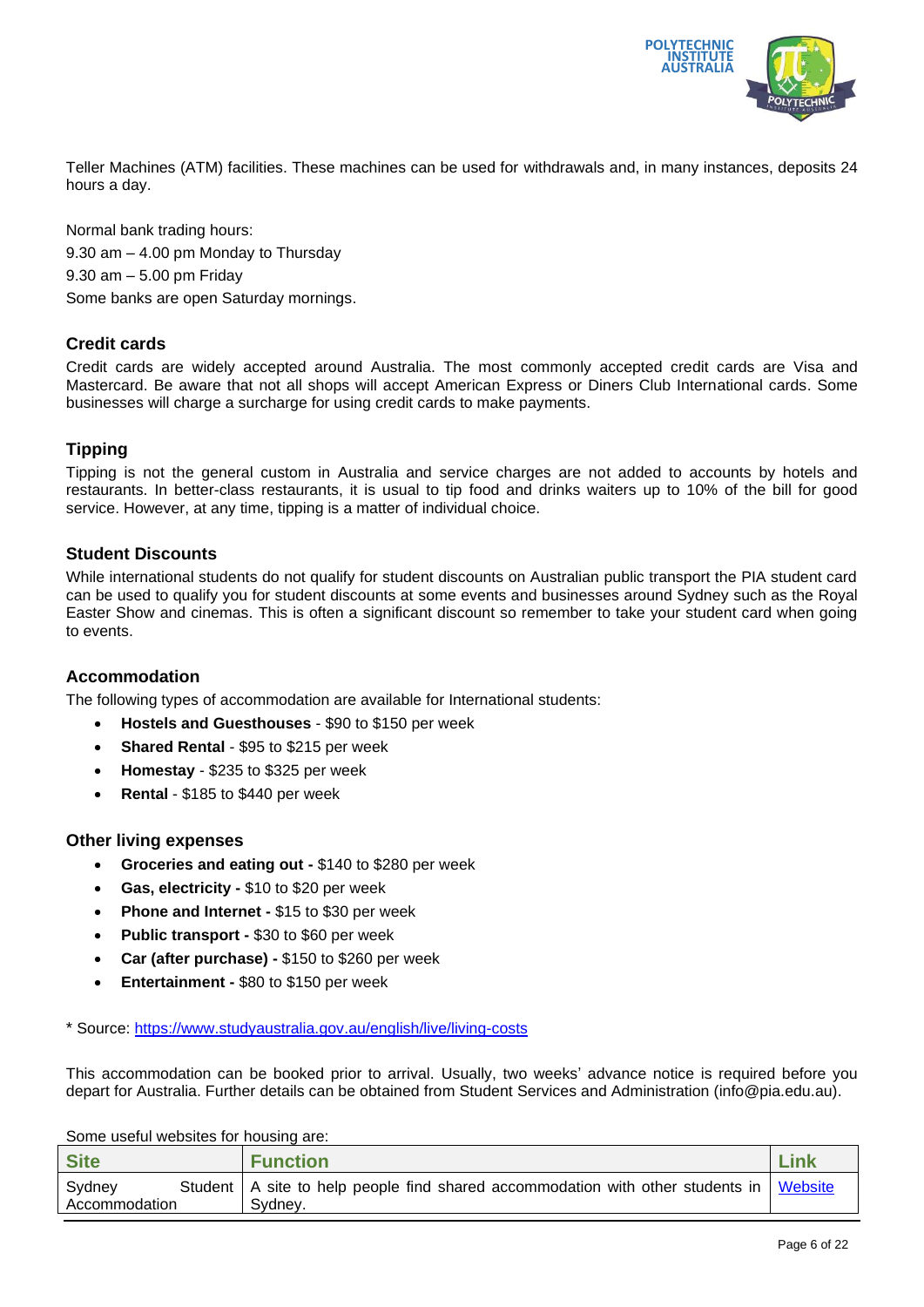Teller Machines (ATM) facilities. These machines can be used for withdrawals and, in many instances, deposits 24 hours a day.

Normal bank trading hours:

9.30 am – 4.00 pm Monday to Thursday

9.30 am – 5.00 pm Friday

Some banks are open Saturday mornings.

### Credit cards

Credit cards are widely accepted around Australia. The most commonly accepted credit cards are Visa and Mastercard. Be aware that not all shops will accept American Express or Diners Club International cards. Some businesses will charge a surcharge for using credit cards to make payments.

### Tipping

Tipping is not the general custom in Australia and service charges are not added to accounts by hotels and restaurants. In better-class restaurants, it is usual to tip food and drinks waiters up to 10% of the bill for good service. However, at any time, tipping is a matter of individual choice.

### Student Discounts

While international students do not qualify for student discounts on Australian public transport the PIA student card can be used to qualify you for student discounts at some events and businesses around Sydney such as the Royal Easter Show and cinemas. This is often a significant discount so remember to take your student card when going to events.

### Accommodation

The following types of accommodation are available for International students:

- **Hostels and Guesthouses** - $90 to $150 per week
- **Shared Rental** - $95 to $215 per week
- **Homestay** - $235 to $325 per week
- **Rental** - $185 to $440 per week

### Other living expenses

- **Groceries and eating out -** $140 to $280 per week
- **Gas, electricity -** $10 to $20 per week
- **Phone and Internet -** $15 to $30 per week
- **Public transport -** $30 to $60 per week
- **Car (after purchase) -** $150 to $260 per week
- **Entertainment -** $80 to $150 per week

* Source: https://www.studyaustralia.gov.au/english/live/living-costs

This accommodation can be booked prior to arrival. Usually, two weeks' advance notice is required before you depart for Australia. Further details can be obtained from Student Services and Administration (info@pia.edu.au).

Some useful websites for housing are:

| Site | Function | Link |
| --- | --- | --- |
| Sydney Student Accommodation | A site to help people find shared accommodation with other students in Sydney. | Website |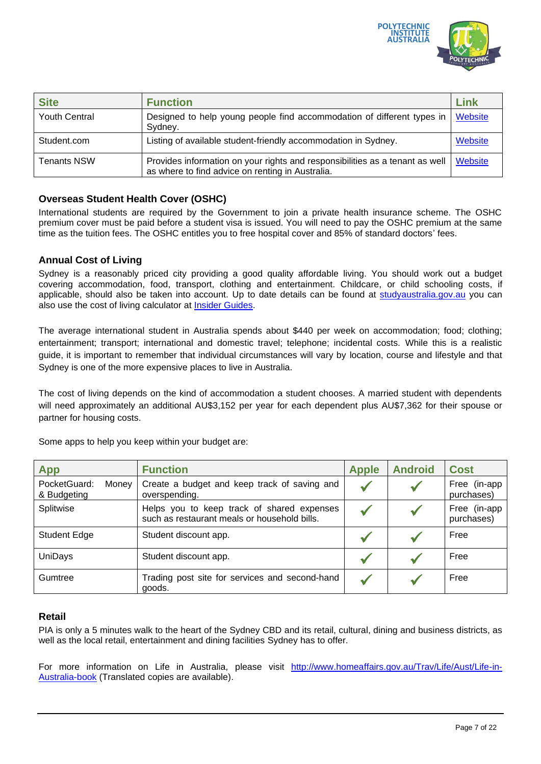| Site | Function | Link |
| --- | --- | --- |
| Youth Central | Designed to help young people find accommodation of different types in Sydney. | Website |
| Student.com | Listing of available student-friendly accommodation in Sydney. | Website |
| Tenants NSW | Provides information on your rights and responsibilities as a tenant as well as where to find advice on renting in Australia. | Website |

### Overseas Student Health Cover (OSHC)

International students are required by the Government to join a private health insurance scheme. The OSHC premium cover must be paid before a student visa is issued. You will need to pay the OSHC premium at the same time as the tuition fees. The OSHC entitles you to free hospital cover and 85% of standard doctors' fees.

### Annual Cost of Living

Sydney is a reasonably priced city providing a good quality affordable living. You should work out a budget covering accommodation, food, transport, clothing and entertainment. Childcare, or child schooling costs, if applicable, should also be taken into account. Up to date details can be found at [studyaustralia.gov.au](studyaustralia.gov.au) you can also use the cost of living calculator at Insider Guides.

The average international student in Australia spends about $440 per week on accommodation; food; clothing; entertainment; transport; international and domestic travel; telephone; incidental costs. While this is a realistic guide, it is important to remember that individual circumstances will vary by location, course and lifestyle and that Sydney is one of the more expensive places to live in Australia.

The cost of living depends on the kind of accommodation a student chooses. A married student with dependents will need approximately an additional AU$3,152 per year for each dependent plus AU$7,362 for their spouse or partner for housing costs.

Some apps to help you keep within your budget are:

| App | Function | Apple | Android | Cost |
| --- | --- | --- | --- | --- |
| PocketGuard: Money & Budgeting | Create a budget and keep track of saving and overspending. | ✓ | ✓ | Free (in-app purchases) |
| Splitwise | Helps you to keep track of shared expenses such as restaurant meals or household bills. | ✓ | ✓ | Free (in-app purchases) |
| Student Edge | Student discount app. | ✓ | ✓ | Free |
| UniDays | Student discount app. | ✓ | ✓ | Free |
| Gumtree | Trading post site for services and second-hand goods. | ✓ | ✓ | Free |

### Retail

PIA is only a 5 minutes walk to the heart of the Sydney CBD and its retail, cultural, dining and business districts, as well as the local retail, entertainment and dining facilities Sydney has to offer.

For more information on Life in Australia, please visit [http://www.homeaffairs.gov.au/Trav/Life/Aust/Life-in-Australia-book](http://www.homeaffairs.gov.au/Trav/Life/Aust/Life-in-Australia-book) (Translated copies are available).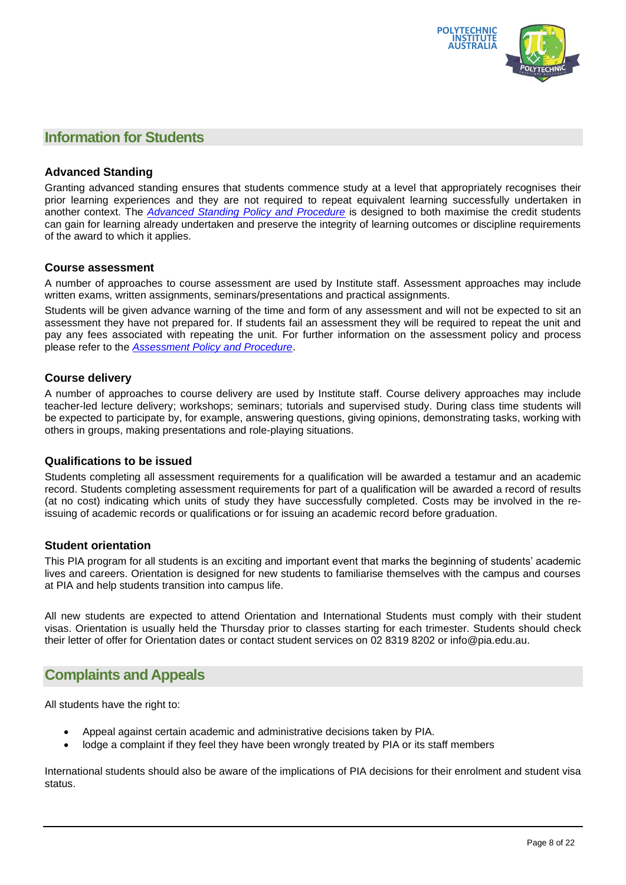## Information for Students

### Advanced Standing

Granting advanced standing ensures that students commence study at a level that appropriately recognises their prior learning experiences and they are not required to repeat equivalent learning successfully undertaken in another context. The *Advanced Standing Policy and Procedure* is designed to both maximise the credit students can gain for learning already undertaken and preserve the integrity of learning outcomes or discipline requirements of the award to which it applies.

### Course assessment

A number of approaches to course assessment are used by Institute staff. Assessment approaches may include written exams, written assignments, seminars/presentations and practical assignments.

Students will be given advance warning of the time and form of any assessment and will not be expected to sit an assessment they have not prepared for. If students fail an assessment they will be required to repeat the unit and pay any fees associated with repeating the unit. For further information on the assessment policy and process please refer to the *Assessment Policy and Procedure*.

### Course delivery

A number of approaches to course delivery are used by Institute staff. Course delivery approaches may include teacher-led lecture delivery; workshops; seminars; tutorials and supervised study. During class time students will be expected to participate by, for example, answering questions, giving opinions, demonstrating tasks, working with others in groups, making presentations and role-playing situations.

### Qualifications to be issued

Students completing all assessment requirements for a qualification will be awarded a testamur and an academic record. Students completing assessment requirements for part of a qualification will be awarded a record of results (at no cost) indicating which units of study they have successfully completed. Costs may be involved in the re-issuing of academic records or qualifications or for issuing an academic record before graduation.

### Student orientation

This PIA program for all students is an exciting and important event that marks the beginning of students' academic lives and careers. Orientation is designed for new students to familiarise themselves with the campus and courses at PIA and help students transition into campus life.

All new students are expected to attend Orientation and International Students must comply with their student visas. Orientation is usually held the Thursday prior to classes starting for each trimester. Students should check their letter of offer for Orientation dates or contact student services on 02 8319 8202 or info@pia.edu.au.

## Complaints and Appeals

All students have the right to:

- Appeal against certain academic and administrative decisions taken by PIA.
- lodge a complaint if they feel they have been wrongly treated by PIA or its staff members

International students should also be aware of the implications of PIA decisions for their enrolment and student visa status.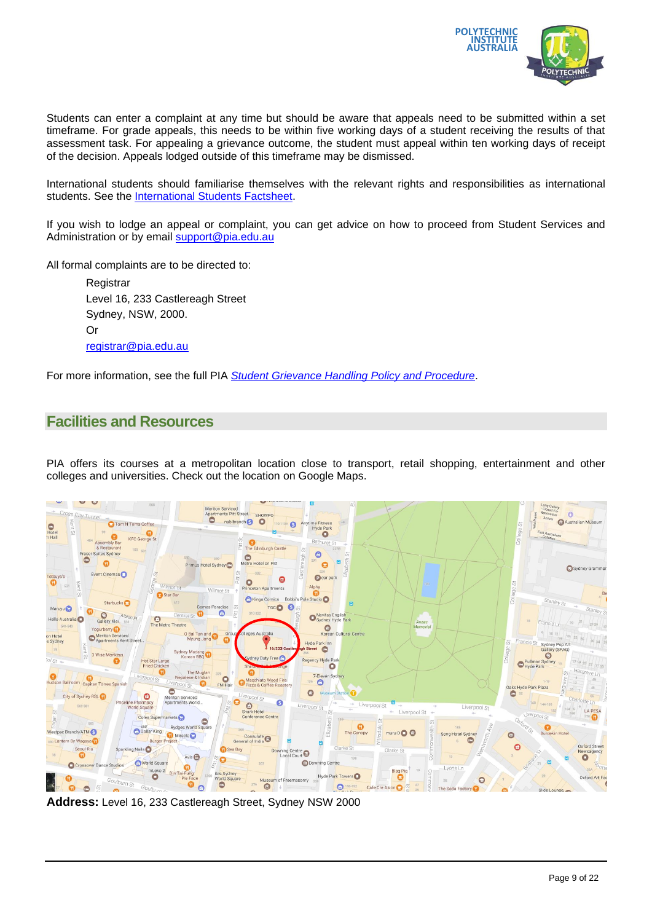Students can enter a complaint at any time but should be aware that appeals need to be submitted within a set timeframe. For grade appeals, this needs to be within five working days of a student receiving the results of that assessment task. For appealing a grievance outcome, the student must appeal within ten working days of receipt of the decision. Appeals lodged outside of this timeframe may be dismissed.

International students should familiarise themselves with the relevant rights and responsibilities as international students. See the International Students Factsheet.

If you wish to lodge an appeal or complaint, you can get advice on how to proceed from Student Services and Administration or by email support@pia.edu.au

All formal complaints are to be directed to:

Registrar
Level 16, 233 Castlereagh Street
Sydney, NSW, 2000.
Or
registrar@pia.edu.au

For more information, see the full PIA *Student Grievance Handling Policy and Procedure*.

## Facilities and Resources

PIA offers its courses at a metropolitan location close to transport, retail shopping, entertainment and other colleges and universities. Check out the location on Google Maps.

**Address:** Level 16, 233 Castlereagh Street, Sydney NSW 2000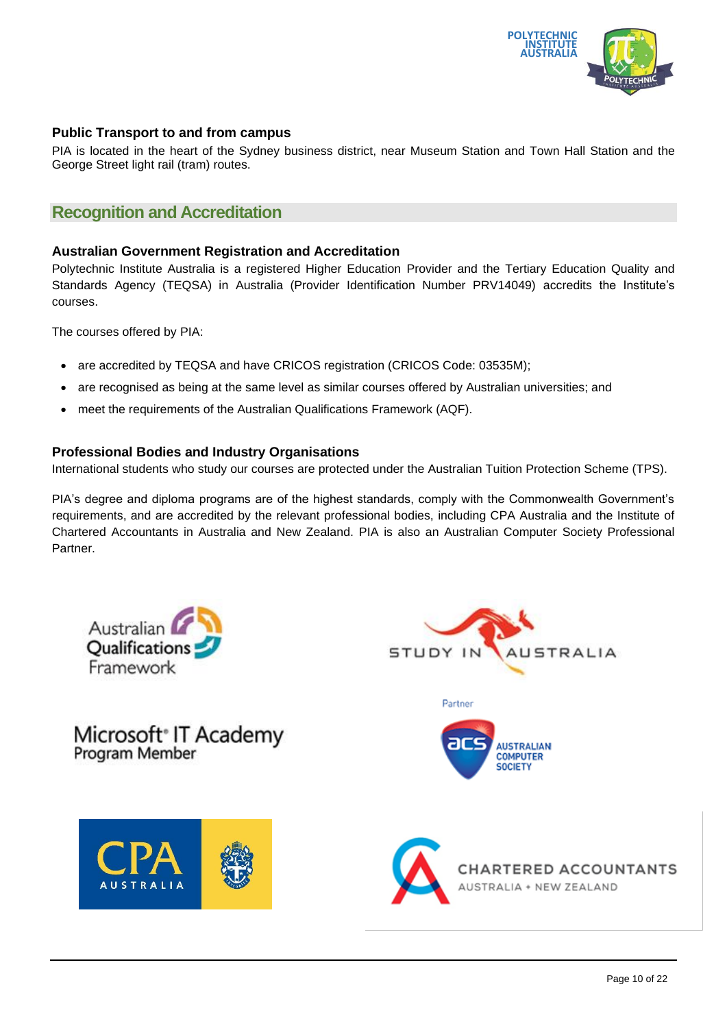### Public Transport to and from campus

PIA is located in the heart of the Sydney business district, near Museum Station and Town Hall Station and the George Street light rail (tram) routes.

## Recognition and Accreditation

### Australian Government Registration and Accreditation

Polytechnic Institute Australia is a registered Higher Education Provider and the Tertiary Education Quality and Standards Agency (TEQSA) in Australia (Provider Identification Number PRV14049) accredits the Institute's courses.

The courses offered by PIA:

- are accredited by TEQSA and have CRICOS registration (CRICOS Code: 03535M);
- are recognised as being at the same level as similar courses offered by Australian universities; and
- meet the requirements of the Australian Qualifications Framework (AQF).

### Professional Bodies and Industry Organisations

International students who study our courses are protected under the Australian Tuition Protection Scheme (TPS).

PIA's degree and diploma programs are of the highest standards, comply with the Commonwealth Government's requirements, and are accredited by the relevant professional bodies, including CPA Australia and the Institute of Chartered Accountants in Australia and New Zealand. PIA is also an Australian Computer Society Professional Partner.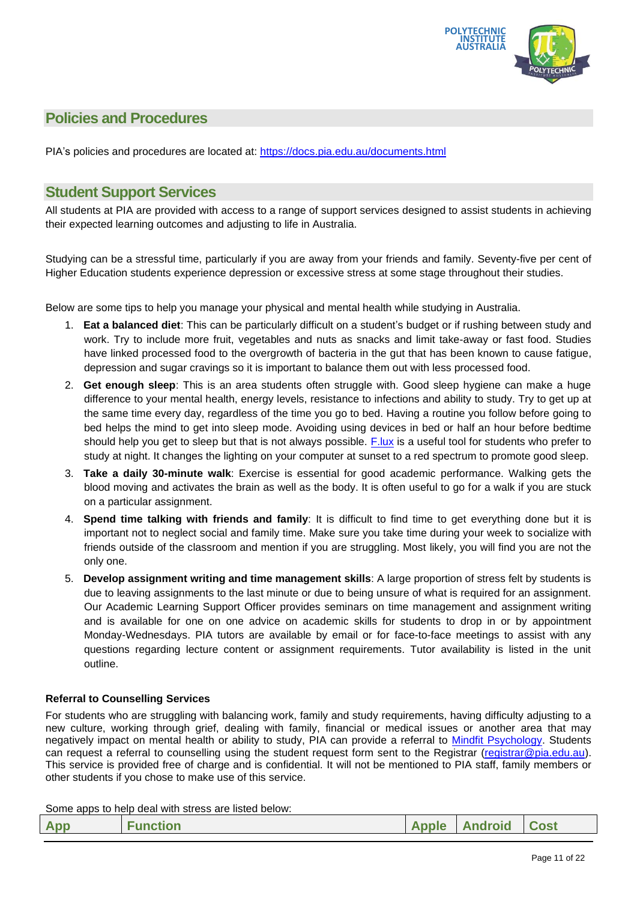## Policies and Procedures

PIA's policies and procedures are located at: [https://docs.pia.edu.au/documents.html](https://docs.pia.edu.au/documents.html)

## Student Support Services

All students at PIA are provided with access to a range of support services designed to assist students in achieving their expected learning outcomes and adjusting to life in Australia.

Studying can be a stressful time, particularly if you are away from your friends and family. Seventy-five per cent of Higher Education students experience depression or excessive stress at some stage throughout their studies.

Below are some tips to help you manage your physical and mental health while studying in Australia.

1. **Eat a balanced diet**: This can be particularly difficult on a student's budget or if rushing between study and work. Try to include more fruit, vegetables and nuts as snacks and limit take-away or fast food. Studies have linked processed food to the overgrowth of bacteria in the gut that has been known to cause fatigue, depression and sugar cravings so it is important to balance them out with less processed food.
2. **Get enough sleep**: This is an area students often struggle with. Good sleep hygiene can make a huge difference to your mental health, energy levels, resistance to infections and ability to study. Try to get up at the same time every day, regardless of the time you go to bed. Having a routine you follow before going to bed helps the mind to get into sleep mode. Avoiding using devices in bed or half an hour before bedtime should help you get to sleep but that is not always possible. [F.lux](F.lux) is a useful tool for students who prefer to study at night. It changes the lighting on your computer at sunset to a red spectrum to promote good sleep.
3. **Take a daily 30-minute walk**: Exercise is essential for good academic performance. Walking gets the blood moving and activates the brain as well as the body. It is often useful to go for a walk if you are stuck on a particular assignment.
4. **Spend time talking with friends and family**: It is difficult to find time to get everything done but it is important not to neglect social and family time. Make sure you take time during your week to socialize with friends outside of the classroom and mention if you are struggling. Most likely, you will find you are not the only one.
5. **Develop assignment writing and time management skills**: A large proportion of stress felt by students is due to leaving assignments to the last minute or due to being unsure of what is required for an assignment. Our Academic Learning Support Officer provides seminars on time management and assignment writing and is available for one on one advice on academic skills for students to drop in or by appointment Monday-Wednesdays. PIA tutors are available by email or for face-to-face meetings to assist with any questions regarding lecture content or assignment requirements. Tutor availability is listed in the unit outline.

**Referral to Counselling Services**

For students who are struggling with balancing work, family and study requirements, having difficulty adjusting to a new culture, working through grief, dealing with family, financial or medical issues or another area that may negatively impact on mental health or ability to study, PIA can provide a referral to Mindfit Psychology. Students can request a referral to counselling using the student request form sent to the Registrar (registrar@pia.edu.au). This service is provided free of charge and is confidential. It will not be mentioned to PIA staff, family members or other students if you chose to make use of this service.

Some apps to help deal with stress are listed below:

| App | Function | Apple | Android | Cost |
|---|---|---|---|---|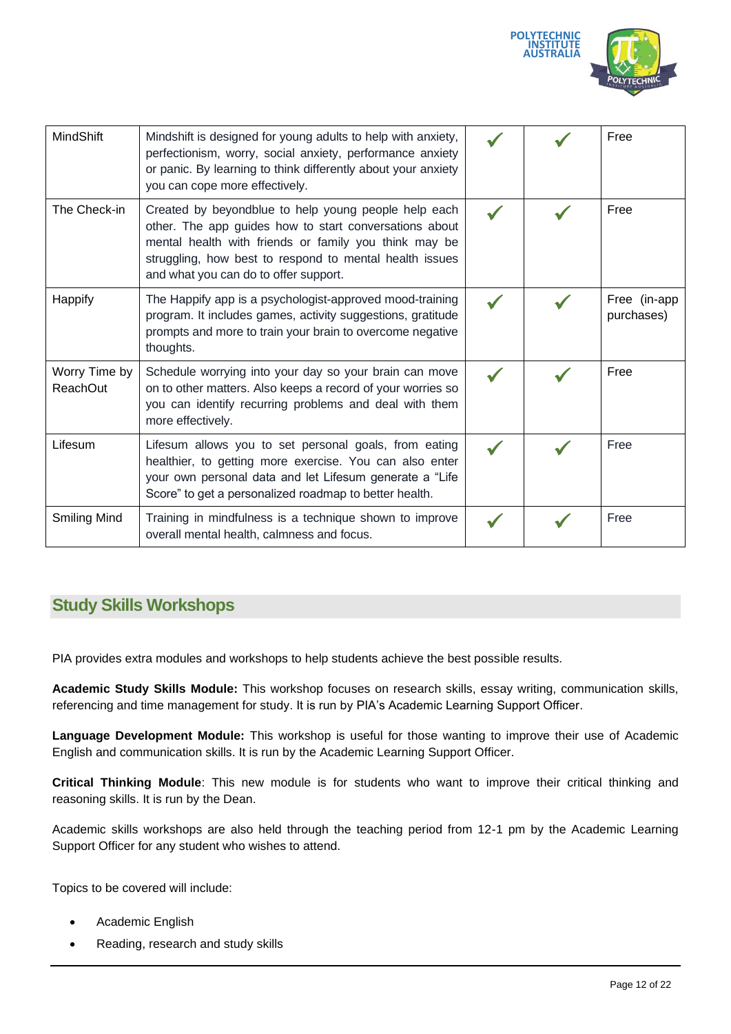| MindShift | Mindshift is designed for young adults to help with anxiety, perfectionism, worry, social anxiety, performance anxiety or panic. By learning to think differently about your anxiety you can cope more effectively. | ✓ | ✓ | Free |
|---|---|---|---|---|
| The Check-in | Created by beyondblue to help young people help each other. The app guides how to start conversations about mental health with friends or family you think may be struggling, how best to respond to mental health issues and what you can do to offer support. | ✓ | ✓ | Free |
| Happify | The Happify app is a psychologist-approved mood-training program. It includes games, activity suggestions, gratitude prompts and more to train your brain to overcome negative thoughts. | ✓ | ✓ | Free (in-app purchases) |
| Worry Time by ReachOut | Schedule worrying into your day so your brain can move on to other matters. Also keeps a record of your worries so you can identify recurring problems and deal with them more effectively. | ✓ | ✓ | Free |
| Lifesum | Lifesum allows you to set personal goals, from eating healthier, to getting more exercise. You can also enter your own personal data and let Lifesum generate a "Life Score" to get a personalized roadmap to better health. | ✓ | ✓ | Free |
| Smiling Mind | Training in mindfulness is a technique shown to improve overall mental health, calmness and focus. | ✓ | ✓ | Free |

## Study Skills Workshops

PIA provides extra modules and workshops to help students achieve the best possible results.

**Academic Study Skills Module:** This workshop focuses on research skills, essay writing, communication skills, referencing and time management for study. It is run by PIA's Academic Learning Support Officer.

**Language Development Module:** This workshop is useful for those wanting to improve their use of Academic English and communication skills. It is run by the Academic Learning Support Officer.

**Critical Thinking Module**: This new module is for students who want to improve their critical thinking and reasoning skills. It is run by the Dean.

Academic skills workshops are also held through the teaching period from 12-1 pm by the Academic Learning Support Officer for any student who wishes to attend.

Topics to be covered will include:

- Academic English
- Reading, research and study skills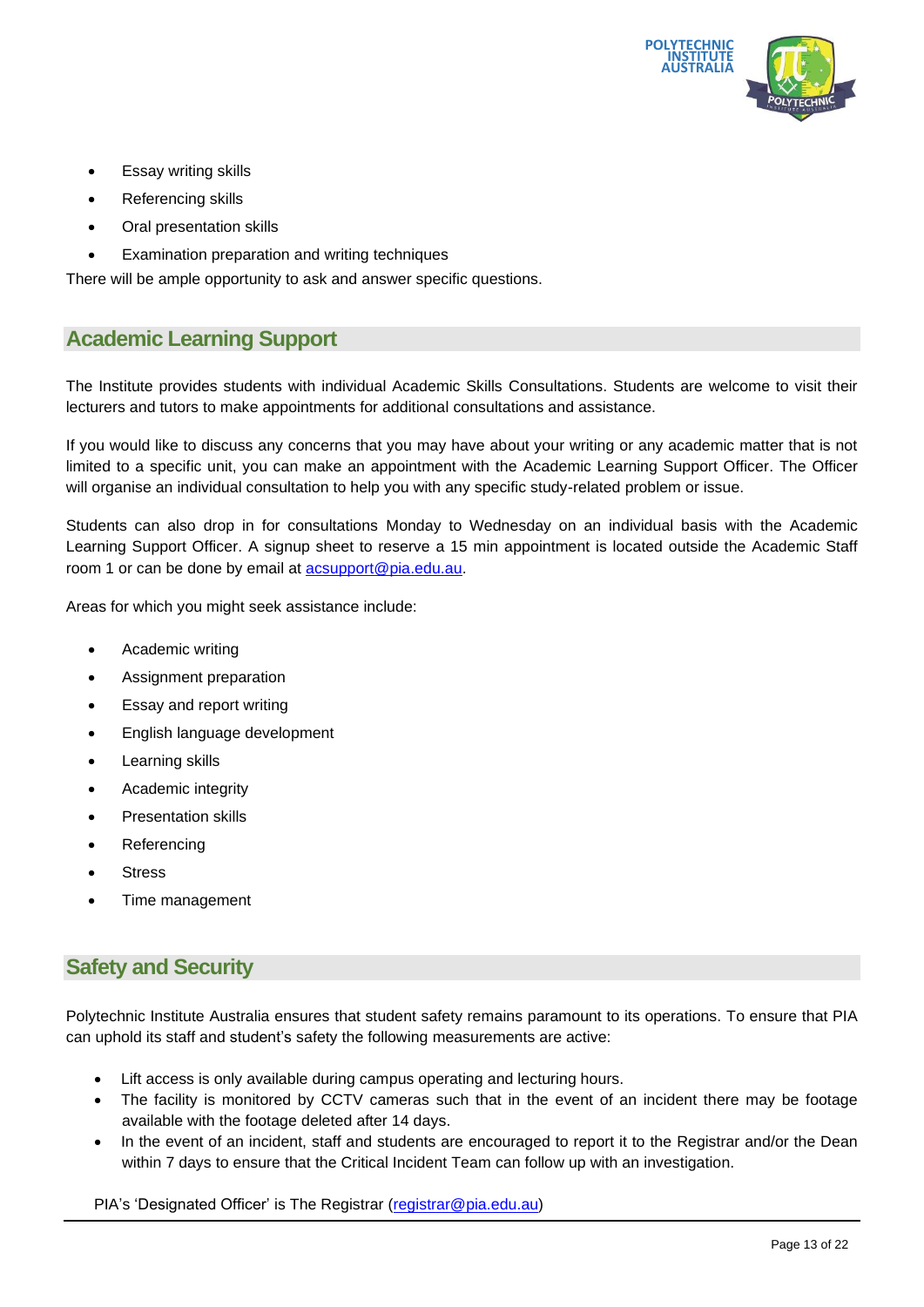- Essay writing skills
- Referencing skills
- Oral presentation skills
- Examination preparation and writing techniques

There will be ample opportunity to ask and answer specific questions.

## Academic Learning Support

The Institute provides students with individual Academic Skills Consultations. Students are welcome to visit their lecturers and tutors to make appointments for additional consultations and assistance.

If you would like to discuss any concerns that you may have about your writing or any academic matter that is not limited to a specific unit, you can make an appointment with the Academic Learning Support Officer. The Officer will organise an individual consultation to help you with any specific study-related problem or issue.

Students can also drop in for consultations Monday to Wednesday on an individual basis with the Academic Learning Support Officer. A signup sheet to reserve a 15 min appointment is located outside the Academic Staff room 1 or can be done by email at acsupport@pia.edu.au.

Areas for which you might seek assistance include:

- Academic writing
- Assignment preparation
- Essay and report writing
- English language development
- Learning skills
- Academic integrity
- Presentation skills
- Referencing
- Stress
- Time management

## Safety and Security

Polytechnic Institute Australia ensures that student safety remains paramount to its operations. To ensure that PIA can uphold its staff and student's safety the following measurements are active:

- Lift access is only available during campus operating and lecturing hours.
- The facility is monitored by CCTV cameras such that in the event of an incident there may be footage available with the footage deleted after 14 days.
- In the event of an incident, staff and students are encouraged to report it to the Registrar and/or the Dean within 7 days to ensure that the Critical Incident Team can follow up with an investigation.

PIA's 'Designated Officer' is The Registrar (registrar@pia.edu.au)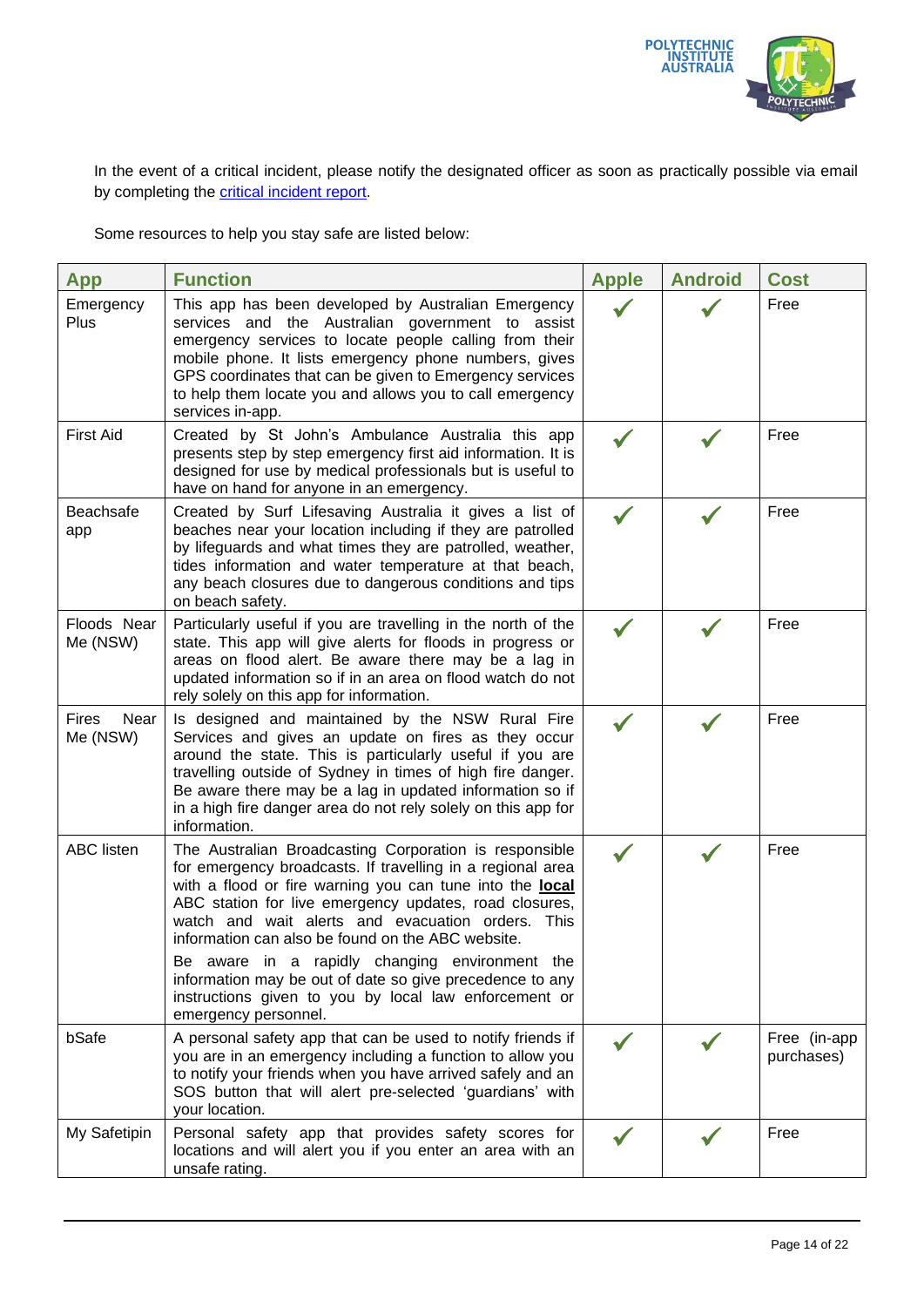In the event of a critical incident, please notify the designated officer as soon as practically possible via email by completing the [critical incident report](critical incident report).

Some resources to help you stay safe are listed below:

| App | Function | Apple | Android | Cost |
|---|---|---|---|---|
| Emergency Plus | This app has been developed by Australian Emergency services and the Australian government to assist emergency services to locate people calling from their mobile phone. It lists emergency phone numbers, gives GPS coordinates that can be given to Emergency services to help them locate you and allows you to call emergency services in-app. | ✓ | ✓ | Free |
| First Aid | Created by St John's Ambulance Australia this app presents step by step emergency first aid information. It is designed for use by medical professionals but is useful to have on hand for anyone in an emergency. | ✓ | ✓ | Free |
| Beachsafe app | Created by Surf Lifesaving Australia it gives a list of beaches near your location including if they are patrolled by lifeguards and what times they are patrolled, weather, tides information and water temperature at that beach, any beach closures due to dangerous conditions and tips on beach safety. | ✓ | ✓ | Free |
| Floods Near Me (NSW) | Particularly useful if you are travelling in the north of the state. This app will give alerts for floods in progress or areas on flood alert. Be aware there may be a lag in updated information so if in an area on flood watch do not rely solely on this app for information. | ✓ | ✓ | Free |
| Fires Near Me (NSW) | Is designed and maintained by the NSW Rural Fire Services and gives an update on fires as they occur around the state. This is particularly useful if you are travelling outside of Sydney in times of high fire danger. Be aware there may be a lag in updated information so if in a high fire danger area do not rely solely on this app for information. | ✓ | ✓ | Free |
| ABC listen | The Australian Broadcasting Corporation is responsible for emergency broadcasts. If travelling in a regional area with a flood or fire warning you can tune into the **local** ABC station for live emergency updates, road closures, watch and wait alerts and evacuation orders. This information can also be found on the ABC website.<br><br>Be aware in a rapidly changing environment the information may be out of date so give precedence to any instructions given to you by local law enforcement or emergency personnel. | ✓ | ✓ | Free |
| bSafe | A personal safety app that can be used to notify friends if you are in an emergency including a function to allow you to notify your friends when you have arrived safely and an SOS button that will alert pre-selected 'guardians' with your location. | ✓ | ✓ | Free (in-app purchases) |
| My Safetipin | Personal safety app that provides safety scores for locations and will alert you if you enter an area with an unsafe rating. | ✓ | ✓ | Free |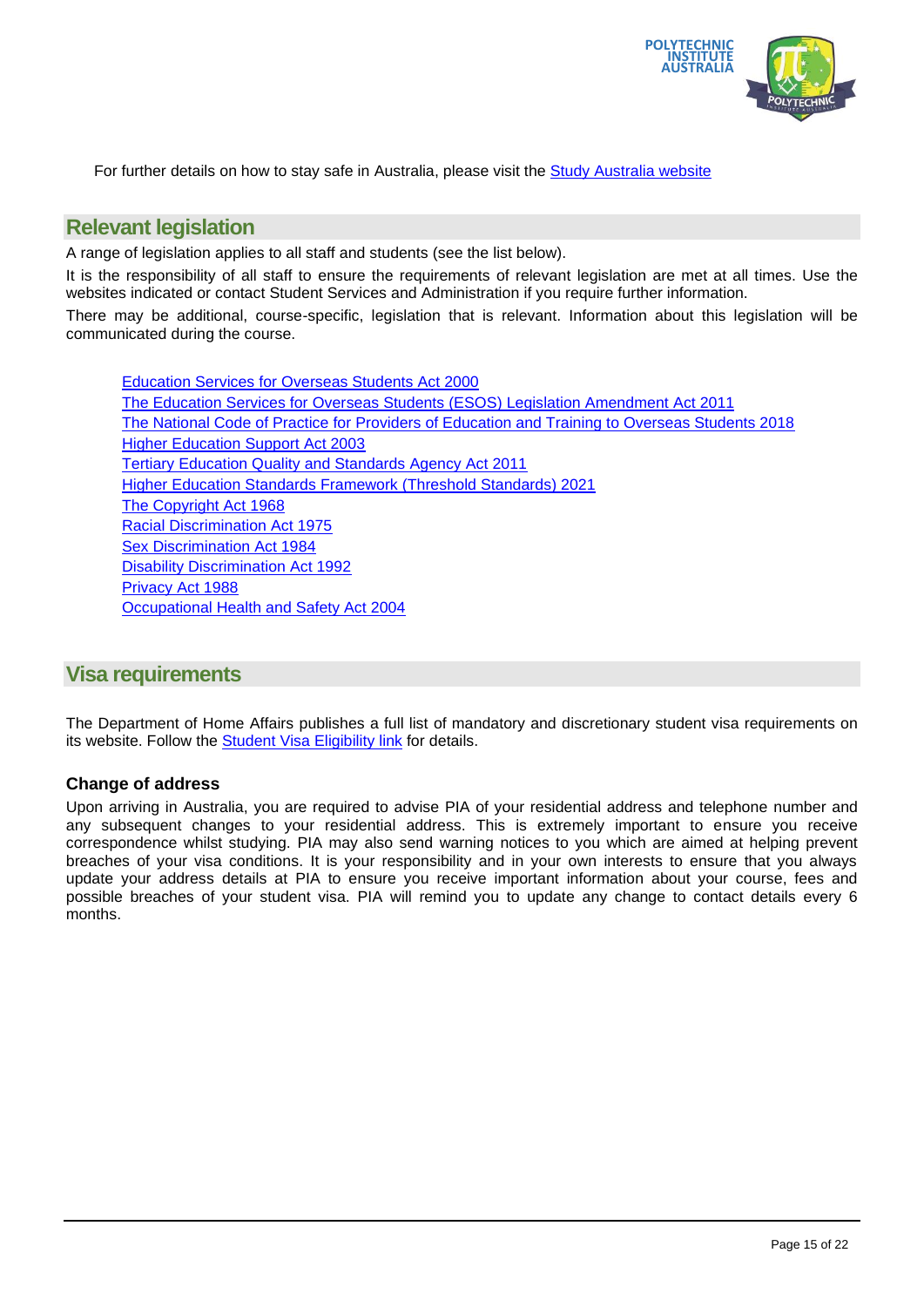For further details on how to stay safe in Australia, please visit the [Study Australia website]

## Relevant legislation

A range of legislation applies to all staff and students (see the list below).

It is the responsibility of all staff to ensure the requirements of relevant legislation are met at all times. Use the websites indicated or contact Student Services and Administration if you require further information.

There may be additional, course-specific, legislation that is relevant. Information about this legislation will be communicated during the course.

- Education Services for Overseas Students Act 2000
- The Education Services for Overseas Students (ESOS) Legislation Amendment Act 2011
- The National Code of Practice for Providers of Education and Training to Overseas Students 2018
- Higher Education Support Act 2003
- Tertiary Education Quality and Standards Agency Act 2011
- Higher Education Standards Framework (Threshold Standards) 2021
- The Copyright Act 1968
- Racial Discrimination Act 1975
- Sex Discrimination Act 1984
- Disability Discrimination Act 1992
- Privacy Act 1988
- Occupational Health and Safety Act 2004

## Visa requirements

The Department of Home Affairs publishes a full list of mandatory and discretionary student visa requirements on its website. Follow the Student Visa Eligibility link for details.

### Change of address

Upon arriving in Australia, you are required to advise PIA of your residential address and telephone number and any subsequent changes to your residential address. This is extremely important to ensure you receive correspondence whilst studying. PIA may also send warning notices to you which are aimed at helping prevent breaches of your visa conditions. It is your responsibility and in your own interests to ensure that you always update your address details at PIA to ensure you receive important information about your course, fees and possible breaches of your student visa. PIA will remind you to update any change to contact details every 6 months.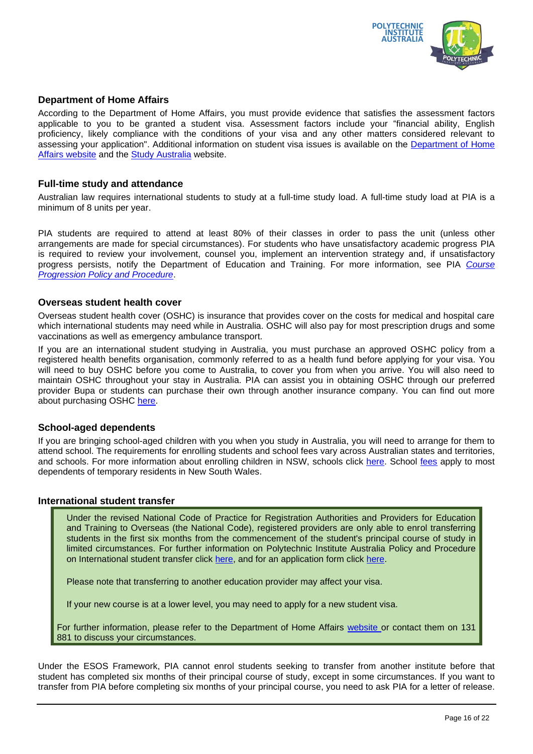### Department of Home Affairs

According to the Department of Home Affairs, you must provide evidence that satisfies the assessment factors applicable to you to be granted a student visa. Assessment factors include your "financial ability, English proficiency, likely compliance with the conditions of your visa and any other matters considered relevant to assessing your application". Additional information on student visa issues is available on the Department of Home Affairs website and the Study Australia website.

### Full-time study and attendance

Australian law requires international students to study at a full-time study load. A full-time study load at PIA is a minimum of 8 units per year.

PIA students are required to attend at least 80% of their classes in order to pass the unit (unless other arrangements are made for special circumstances). For students who have unsatisfactory academic progress PIA is required to review your involvement, counsel you, implement an intervention strategy and, if unsatisfactory progress persists, notify the Department of Education and Training. For more information, see PIA *Course Progression Policy and Procedure*.

### Overseas student health cover

Overseas student health cover (OSHC) is insurance that provides cover on the costs for medical and hospital care which international students may need while in Australia. OSHC will also pay for most prescription drugs and some vaccinations as well as emergency ambulance transport.

If you are an international student studying in Australia, you must purchase an approved OSHC policy from a registered health benefits organisation, commonly referred to as a health fund before applying for your visa. You will need to buy OSHC before you come to Australia, to cover you from when you arrive. You will also need to maintain OSHC throughout your stay in Australia. PIA can assist you in obtaining OSHC through our preferred provider Bupa or students can purchase their own through another insurance company. You can find out more about purchasing OSHC here.

### School-aged dependents

If you are bringing school-aged children with you when you study in Australia, you will need to arrange for them to attend school. The requirements for enrolling students and school fees vary across Australian states and territories, and schools. For more information about enrolling children in NSW, schools click here. School fees apply to most dependents of temporary residents in New South Wales.

### International student transfer

> Under the revised National Code of Practice for Registration Authorities and Providers for Education and Training to Overseas (the National Code), registered providers are only able to enrol transferring students in the first six months from the commencement of the student's principal course of study in limited circumstances. For further information on Polytechnic Institute Australia Policy and Procedure on International student transfer click here, and for an application form click here.
>
> Please note that transferring to another education provider may affect your visa.
>
> If your new course is at a lower level, you may need to apply for a new student visa.
>
> For further information, please refer to the Department of Home Affairs website or contact them on 131 881 to discuss your circumstances.

Under the ESOS Framework, PIA cannot enrol students seeking to transfer from another institute before that student has completed six months of their principal course of study, except in some circumstances. If you want to transfer from PIA before completing six months of your principal course, you need to ask PIA for a letter of release.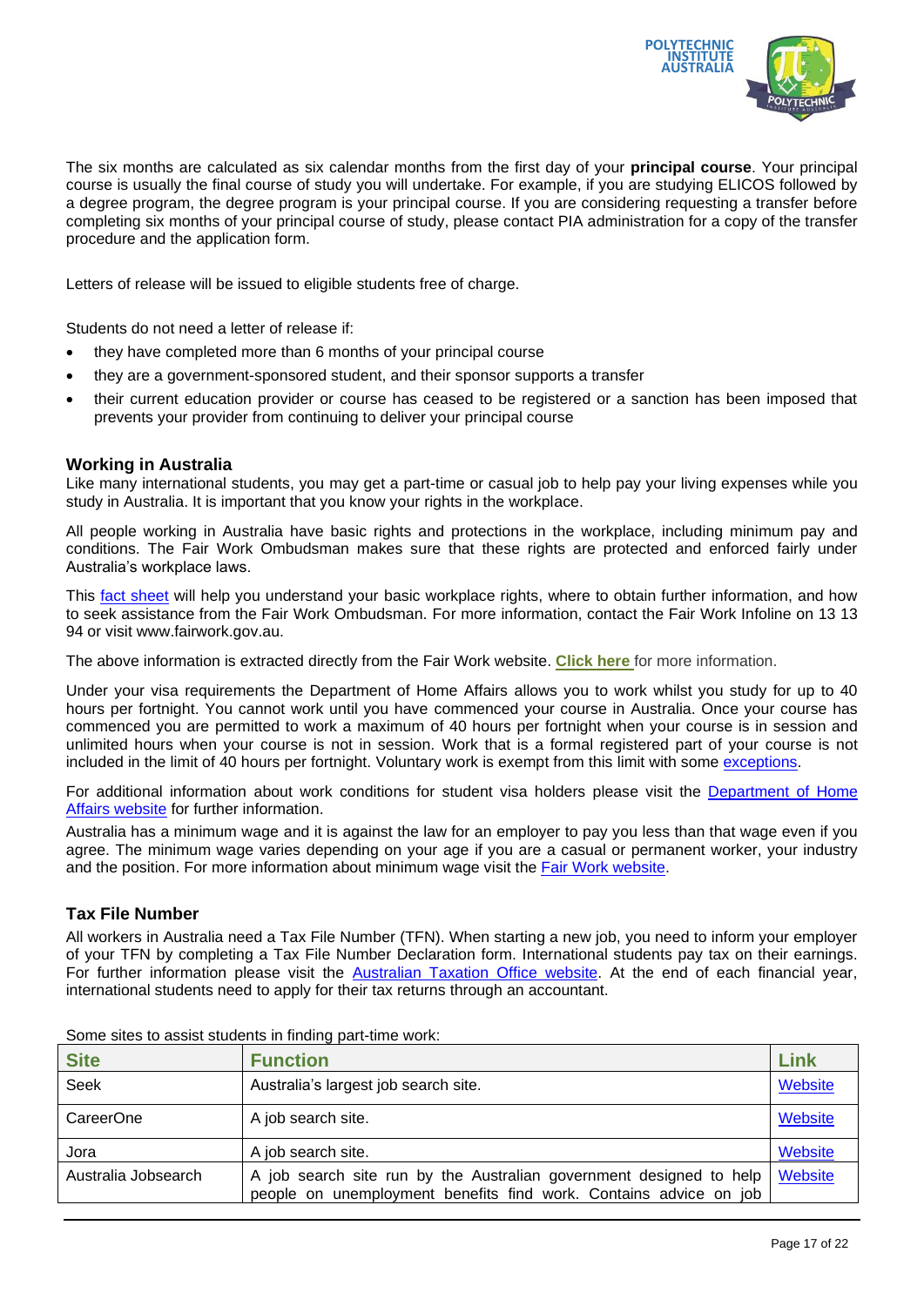The six months are calculated as six calendar months from the first day of your **principal course**. Your principal course is usually the final course of study you will undertake. For example, if you are studying ELICOS followed by a degree program, the degree program is your principal course. If you are considering requesting a transfer before completing six months of your principal course of study, please contact PIA administration for a copy of the transfer procedure and the application form.

Letters of release will be issued to eligible students free of charge.

Students do not need a letter of release if:

- they have completed more than 6 months of your principal course
- they are a government-sponsored student, and their sponsor supports a transfer
- their current education provider or course has ceased to be registered or a sanction has been imposed that prevents your provider from continuing to deliver your principal course

### Working in Australia

Like many international students, you may get a part-time or casual job to help pay your living expenses while you study in Australia. It is important that you know your rights in the workplace.

All people working in Australia have basic rights and protections in the workplace, including minimum pay and conditions. The Fair Work Ombudsman makes sure that these rights are protected and enforced fairly under Australia's workplace laws.

This fact sheet will help you understand your basic workplace rights, where to obtain further information, and how to seek assistance from the Fair Work Ombudsman. For more information, contact the Fair Work Infoline on 13 13 94 or visit www.fairwork.gov.au.

The above information is extracted directly from the Fair Work website. **Click here** for more information.

Under your visa requirements the Department of Home Affairs allows you to work whilst you study for up to 40 hours per fortnight. You cannot work until you have commenced your course in Australia. Once your course has commenced you are permitted to work a maximum of 40 hours per fortnight when your course is in session and unlimited hours when your course is not in session. Work that is a formal registered part of your course is not included in the limit of 40 hours per fortnight. Voluntary work is exempt from this limit with some exceptions.

For additional information about work conditions for student visa holders please visit the Department of Home Affairs website for further information.

Australia has a minimum wage and it is against the law for an employer to pay you less than that wage even if you agree. The minimum wage varies depending on your age if you are a casual or permanent worker, your industry and the position. For more information about minimum wage visit the Fair Work website.

### Tax File Number

All workers in Australia need a Tax File Number (TFN). When starting a new job, you need to inform your employer of your TFN by completing a Tax File Number Declaration form. International students pay tax on their earnings. For further information please visit the Australian Taxation Office website. At the end of each financial year, international students need to apply for their tax returns through an accountant.

Some sites to assist students in finding part-time work:

| Site | Function | Link |
|---|---|---|
| Seek | Australia's largest job search site. | Website |
| CareerOne | A job search site. | Website |
| Jora | A job search site. | Website |
| Australia Jobsearch | A job search site run by the Australian government designed to help people on unemployment benefits find work. Contains advice on job | Website |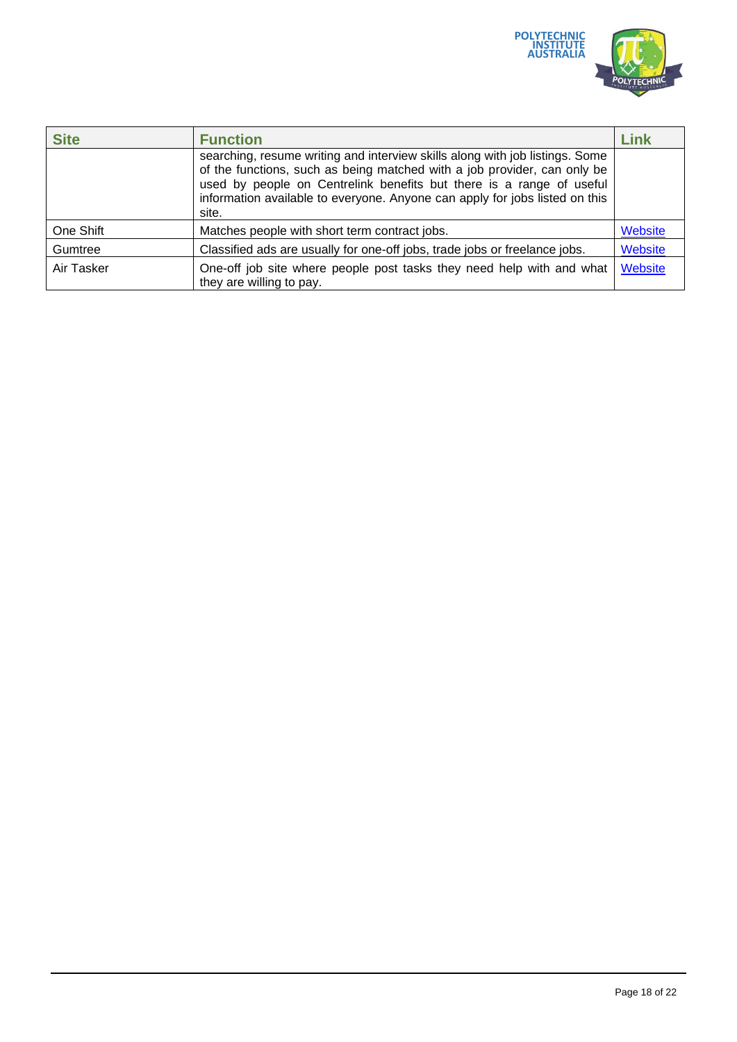| Site | Function | Link |
| --- | --- | --- |
| | searching, resume writing and interview skills along with job listings. Some of the functions, such as being matched with a job provider, can only be used by people on Centrelink benefits but there is a range of useful information available to everyone. Anyone can apply for jobs listed on this site. | |
| One Shift | Matches people with short term contract jobs. | Website |
| Gumtree | Classified ads are usually for one-off jobs, trade jobs or freelance jobs. | Website |
| Air Tasker | One-off job site where people post tasks they need help with and what they are willing to pay. | Website |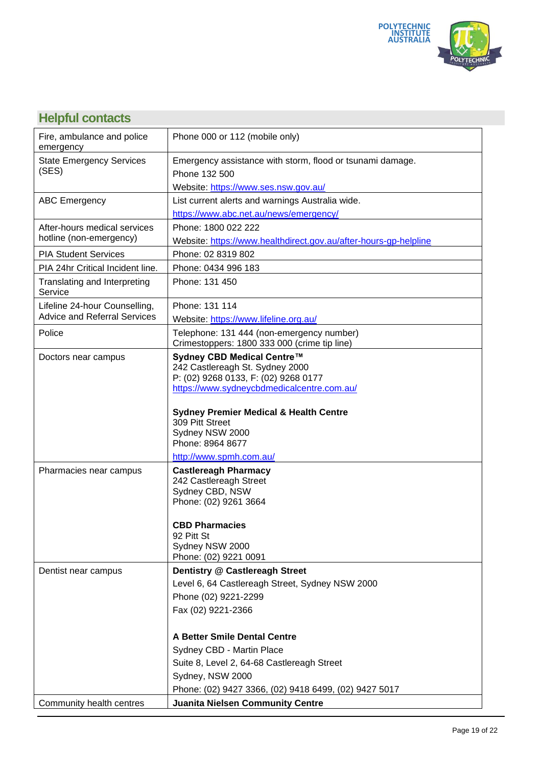## Helpful contacts

| | |
|---|---|
| Fire, ambulance and police emergency | Phone 000 or 112 (mobile only) |
| State Emergency Services (SES) | Emergency assistance with storm, flood or tsunami damage.<br>Phone 132 500<br>Website: https://www.ses.nsw.gov.au/ |
| ABC Emergency | List current alerts and warnings Australia wide.<br>https://www.abc.net.au/news/emergency/ |
| After-hours medical services hotline (non-emergency) | Phone: 1800 022 222<br>Website: https://www.healthdirect.gov.au/after-hours-gp-helpline |
| PIA Student Services | Phone: 02 8319 802 |
| PIA 24hr Critical Incident line. | Phone: 0434 996 183 |
| Translating and Interpreting Service | Phone: 131 450 |
| Lifeline 24-hour Counselling, Advice and Referral Services | Phone: 131 114<br>Website: https://www.lifeline.org.au/ |
| Police | Telephone: 131 444 (non-emergency number)<br>Crimestoppers: 1800 333 000 (crime tip line) |
| Doctors near campus | **Sydney CBD Medical Centre™**<br>242 Castlereagh St. Sydney 2000<br>P: (02) 9268 0133, F: (02) 9268 0177<br>https://www.sydneycbdmedicalcentre.com.au/<br><br>**Sydney Premier Medical & Health Centre**<br>309 Pitt Street<br>Sydney NSW 2000<br>Phone: 8964 8677<br>http://www.spmh.com.au/ |
| Pharmacies near campus | **Castlereagh Pharmacy**<br>242 Castlereagh Street<br>Sydney CBD, NSW<br>Phone: (02) 9261 3664<br><br>**CBD Pharmacies**<br>92 Pitt St<br>Sydney NSW 2000<br>Phone: (02) 9221 0091 |
| Dentist near campus | **Dentistry @ Castlereagh Street**<br>Level 6, 64 Castlereagh Street, Sydney NSW 2000<br>Phone (02) 9221-2299<br>Fax (02) 9221-2366<br><br>**A Better Smile Dental Centre**<br>Sydney CBD - Martin Place<br>Suite 8, Level 2, 64-68 Castlereagh Street<br>Sydney, NSW 2000<br>Phone: (02) 9427 3366, (02) 9418 6499, (02) 9427 5017 |
| Community health centres | **Juanita Nielsen Community Centre** |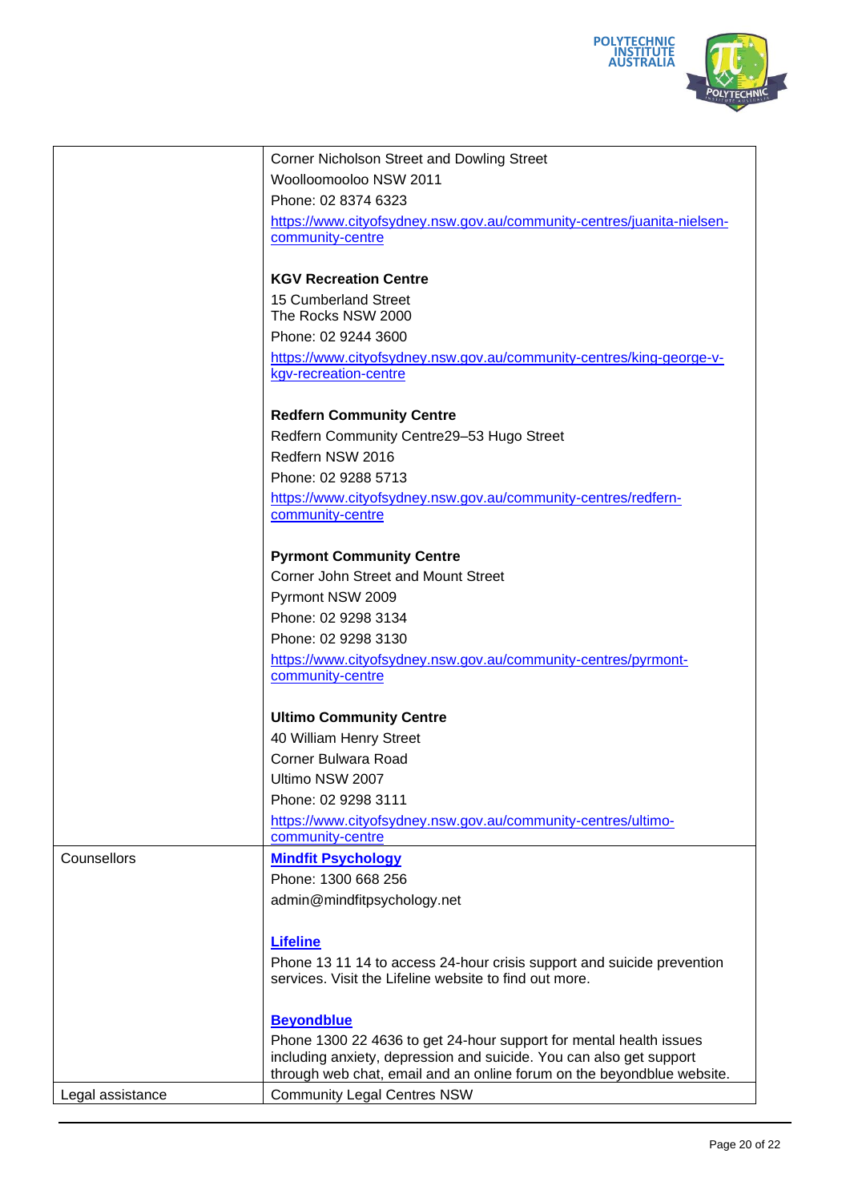| | |
|---|---|
| | Corner Nicholson Street and Dowling Street<br>Woolloomooloo NSW 2011<br>Phone: 02 8374 6323<br>https://www.cityofsydney.nsw.gov.au/community-centres/juanita-nielsen-community-centre<br><br>**KGV Recreation Centre**<br>15 Cumberland Street<br>The Rocks NSW 2000<br>Phone: 02 9244 3600<br>https://www.cityofsydney.nsw.gov.au/community-centres/king-george-v-kgv-recreation-centre<br><br>**Redfern Community Centre**<br>Redfern Community Centre29–53 Hugo Street<br>Redfern NSW 2016<br>Phone: 02 9288 5713<br>https://www.cityofsydney.nsw.gov.au/community-centres/redfern-community-centre<br><br>**Pyrmont Community Centre**<br>Corner John Street and Mount Street<br>Pyrmont NSW 2009<br>Phone: 02 9298 3134<br>Phone: 02 9298 3130<br>https://www.cityofsydney.nsw.gov.au/community-centres/pyrmont-community-centre<br><br>**Ultimo Community Centre**<br>40 William Henry Street<br>Corner Bulwara Road<br>Ultimo NSW 2007<br>Phone: 02 9298 3111<br>https://www.cityofsydney.nsw.gov.au/community-centres/ultimo-community-centre |
| Counsellors | **Mindfit Psychology**<br>Phone: 1300 668 256<br>admin@mindfitpsychology.net<br><br>**Lifeline**<br>Phone 13 11 14 to access 24-hour crisis support and suicide prevention services. Visit the Lifeline website to find out more.<br><br>**Beyondblue**<br>Phone 1300 22 4636 to get 24-hour support for mental health issues including anxiety, depression and suicide. You can also get support through web chat, email and an online forum on the beyondblue website. |
| Legal assistance | Community Legal Centres NSW |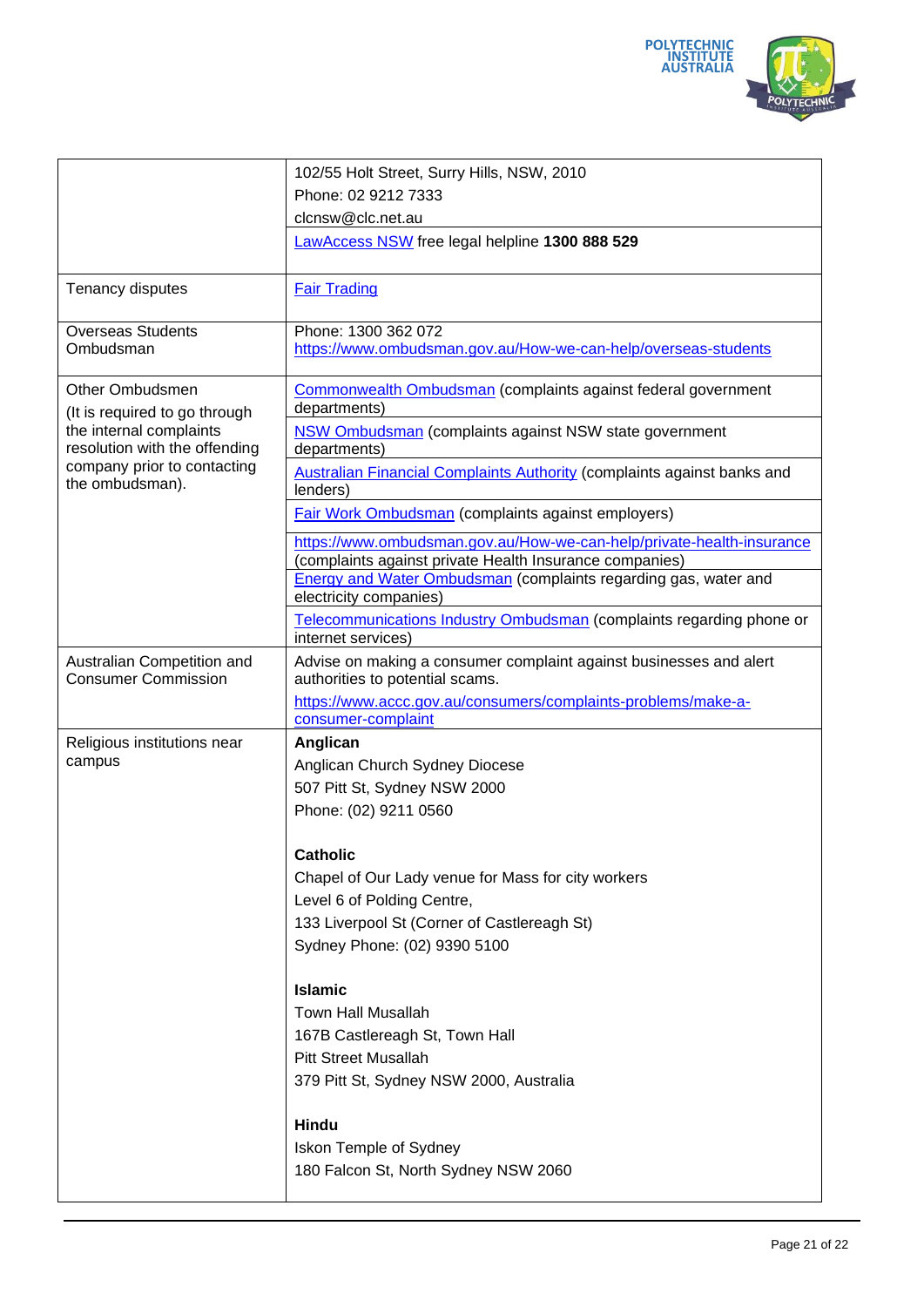|  |  |
|---|---|
|  | 102/55 Holt Street, Surry Hills, NSW, 2010<br>Phone: 02 9212 7333<br>clcnsw@clc.net.au<br>LawAccess NSW free legal helpline **1300 888 529** |
| Tenancy disputes | Fair Trading |
| Overseas Students Ombudsman | Phone: 1300 362 072<br>https://www.ombudsman.gov.au/How-we-can-help/overseas-students |
| Other Ombudsmen<br>(It is required to go through the internal complaints resolution with the offending company prior to contacting the ombudsman). | Commonwealth Ombudsman (complaints against federal government departments)<br>NSW Ombudsman (complaints against NSW state government departments)<br>Australian Financial Complaints Authority (complaints against banks and lenders)<br>Fair Work Ombudsman (complaints against employers)<br>https://www.ombudsman.gov.au/How-we-can-help/private-health-insurance (complaints against private Health Insurance companies)<br>Energy and Water Ombudsman (complaints regarding gas, water and electricity companies)<br>Telecommunications Industry Ombudsman (complaints regarding phone or internet services) |
| Australian Competition and Consumer Commission | Advise on making a consumer complaint against businesses and alert authorities to potential scams.<br>https://www.accc.gov.au/consumers/complaints-problems/make-a-consumer-complaint |
| Religious institutions near campus | **Anglican**<br>Anglican Church Sydney Diocese<br>507 Pitt St, Sydney NSW 2000<br>Phone: (02) 9211 0560<br><br>**Catholic**<br>Chapel of Our Lady venue for Mass for city workers<br>Level 6 of Polding Centre,<br>133 Liverpool St (Corner of Castlereagh St)<br>Sydney Phone: (02) 9390 5100<br><br>**Islamic**<br>Town Hall Musallah<br>167B Castlereagh St, Town Hall<br>Pitt Street Musallah<br>379 Pitt St, Sydney NSW 2000, Australia<br><br>**Hindu**<br>Iskon Temple of Sydney<br>180 Falcon St, North Sydney NSW 2060 |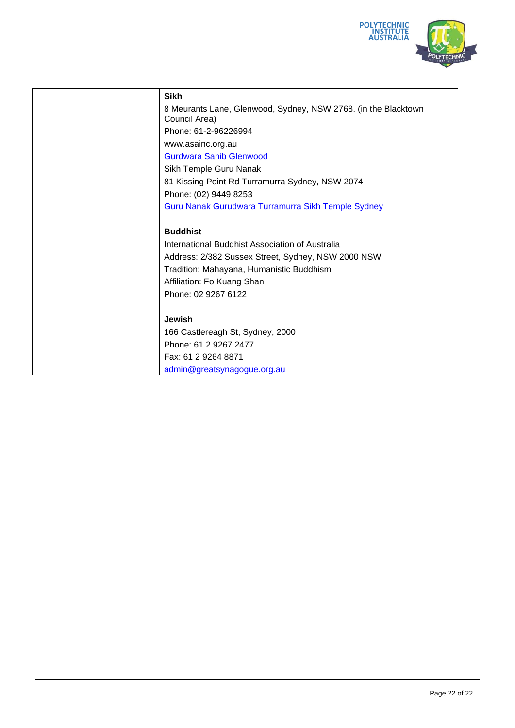| | |
|---|---|
| | **Sikh**<br>8 Meurants Lane, Glenwood, Sydney, NSW 2768. (in the Blacktown Council Area)<br>Phone: 61-2-96226994<br>www.asainc.org.au<br>Gurdwara Sahib Glenwood<br>Sikh Temple Guru Nanak<br>81 Kissing Point Rd Turramurra Sydney, NSW 2074<br>Phone: (02) 9449 8253<br>Guru Nanak Gurudwara Turramurra Sikh Temple Sydney<br><br>**Buddhist**<br>International Buddhist Association of Australia<br>Address: 2/382 Sussex Street, Sydney, NSW 2000 NSW<br>Tradition: Mahayana, Humanistic Buddhism<br>Affiliation: Fo Kuang Shan<br>Phone: 02 9267 6122<br><br>**Jewish**<br>166 Castlereagh St, Sydney, 2000<br>Phone: 61 2 9267 2477<br>Fax: 61 2 9264 8871<br>admin@greatsynagogue.org.au |